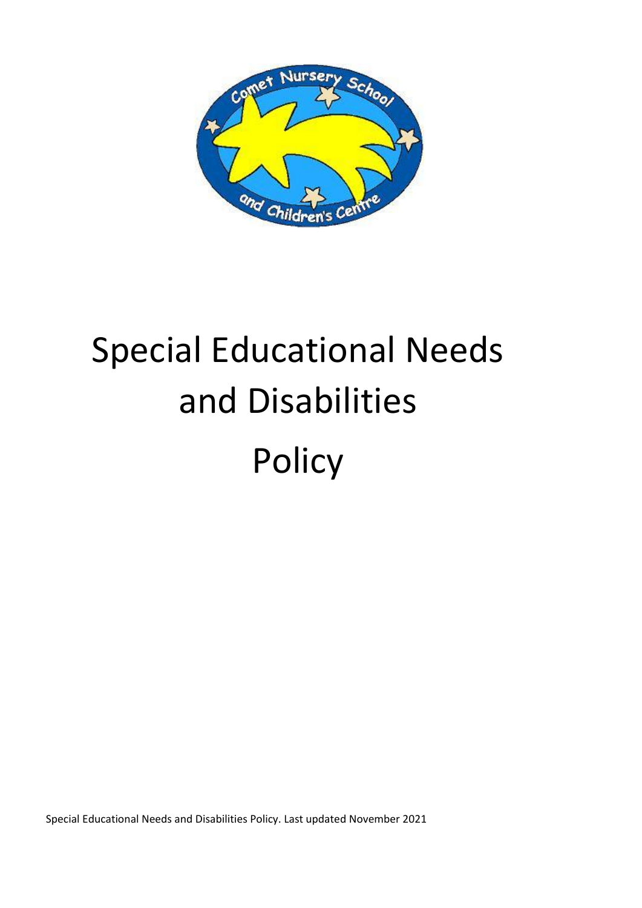# Special Educational Needs and Disabilities Policy

Special Educational Needs and Disabilities Policy. Last updated November 2021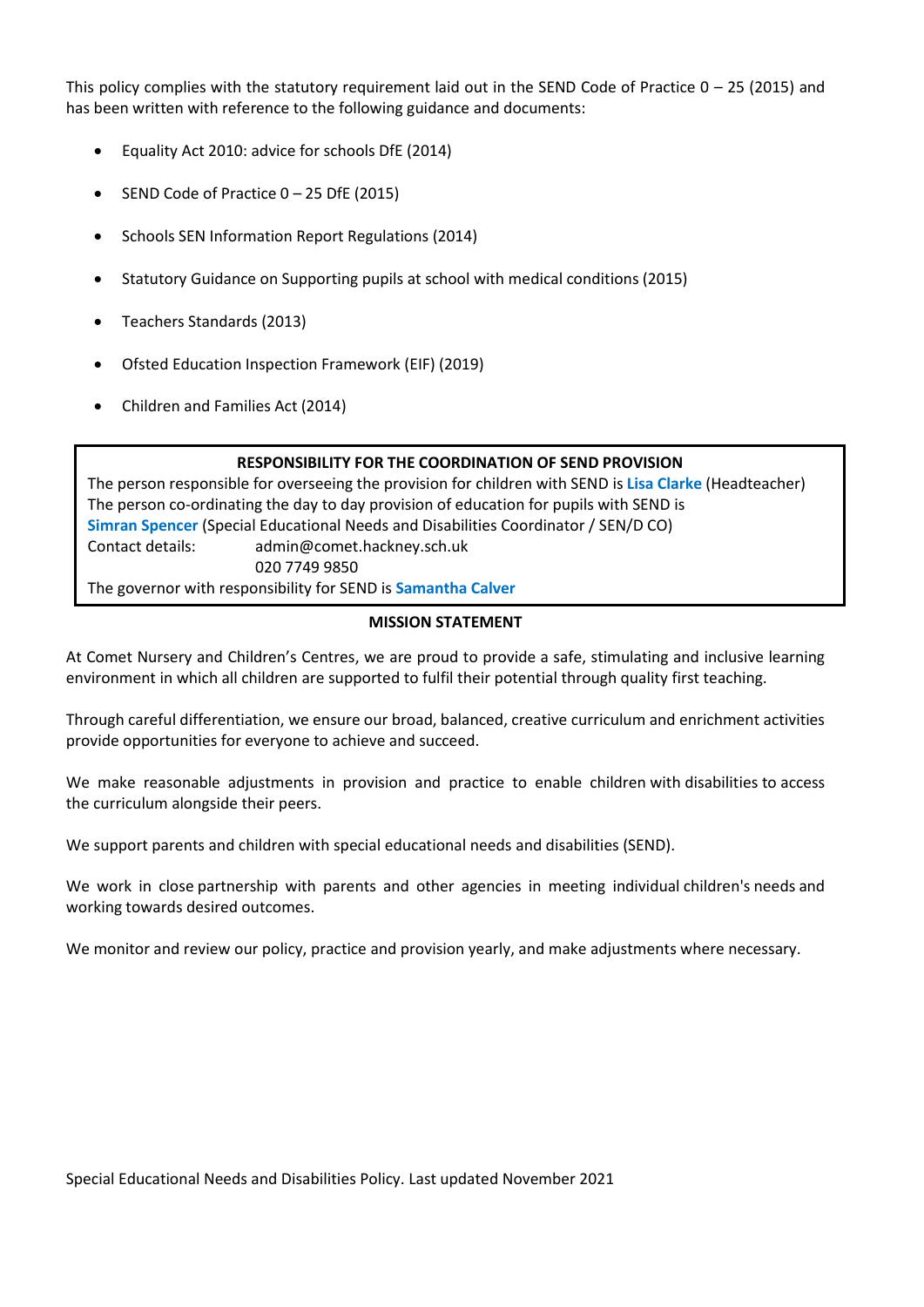This policy complies with the statutory requirement laid out in the SEND Code of Practice 0 – 25 (2015) and has been written with reference to the following guidance and documents:

- Equality Act 2010: advice for schools DfE (2014)
- SEND Code of Practice 0 – 25 DfE (2015)
- Schools SEN Information Report Regulations (2014)
- Statutory Guidance on Supporting pupils at school with medical conditions (2015)
- Teachers Standards (2013)
- Ofsted Education Inspection Framework (EIF) (2019)
- Children and Families Act (2014)

**RESPONSIBILITY FOR THE COORDINATION OF SEND PROVISION**

The person responsible for overseeing the provision for children with SEND is **Lisa Clarke** (Headteacher)
The person co-ordinating the day to day provision of education for pupils with SEND is **Simran Spencer** (Special Educational Needs and Disabilities Coordinator / SEN/D CO)
Contact details: admin@comet.hackney.sch.uk
020 7749 9850
The governor with responsibility for SEND is **Samantha Calver**

**MISSION STATEMENT**

At Comet Nursery and Children's Centres, we are proud to provide a safe, stimulating and inclusive learning environment in which all children are supported to fulfil their potential through quality first teaching.

Through careful differentiation, we ensure our broad, balanced, creative curriculum and enrichment activities provide opportunities for everyone to achieve and succeed.

We make reasonable adjustments in provision and practice to enable children with disabilities to access the curriculum alongside their peers.

We support parents and children with special educational needs and disabilities (SEND).

We work in close partnership with parents and other agencies in meeting individual children's needs and working towards desired outcomes.

We monitor and review our policy, practice and provision yearly, and make adjustments where necessary.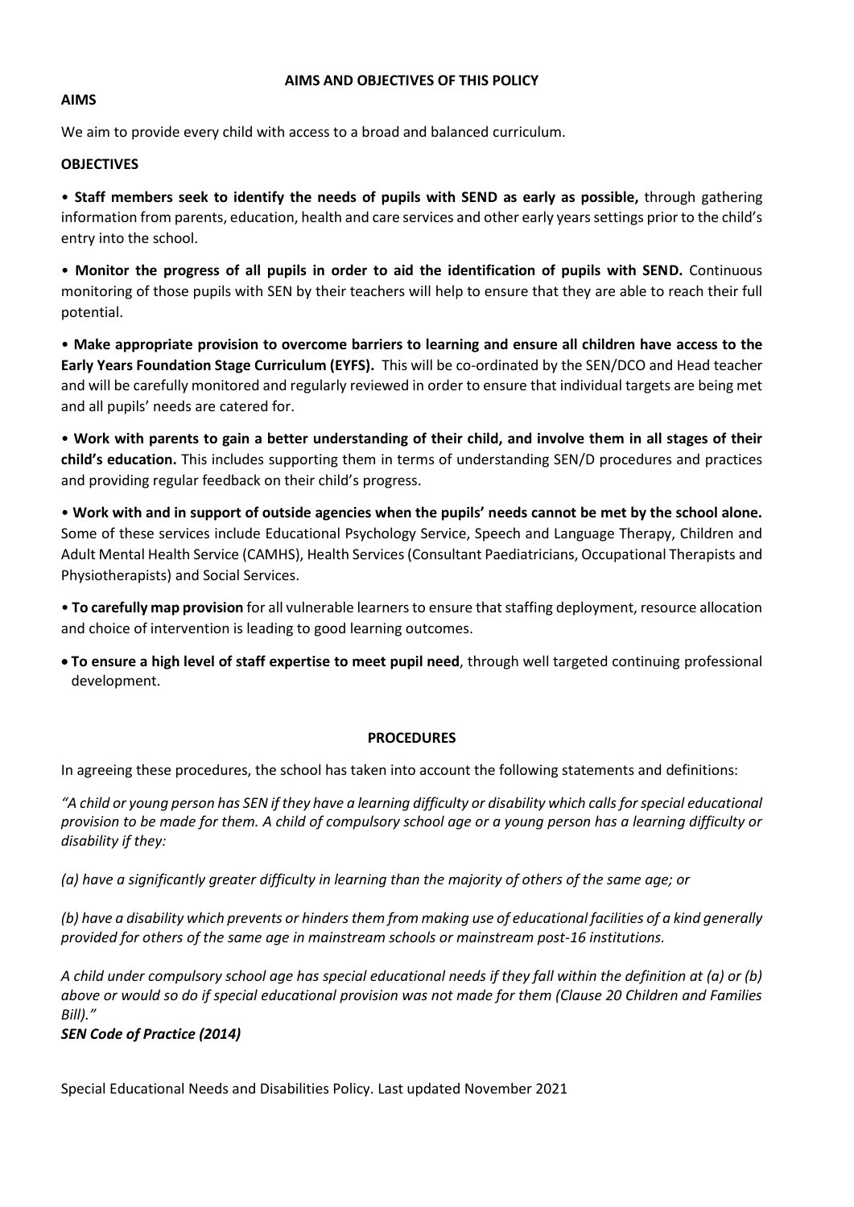## AIMS AND OBJECTIVES OF THIS POLICY

### AIMS

We aim to provide every child with access to a broad and balanced curriculum.

### OBJECTIVES

• **Staff members seek to identify the needs of pupils with SEND as early as possible,** through gathering information from parents, education, health and care services and other early years settings prior to the child's entry into the school.

• **Monitor the progress of all pupils in order to aid the identification of pupils with SEND.** Continuous monitoring of those pupils with SEN by their teachers will help to ensure that they are able to reach their full potential.

• **Make appropriate provision to overcome barriers to learning and ensure all children have access to the Early Years Foundation Stage Curriculum (EYFS).** This will be co-ordinated by the SEN/DCO and Head teacher and will be carefully monitored and regularly reviewed in order to ensure that individual targets are being met and all pupils' needs are catered for.

• **Work with parents to gain a better understanding of their child, and involve them in all stages of their child's education.** This includes supporting them in terms of understanding SEN/D procedures and practices and providing regular feedback on their child's progress.

• **Work with and in support of outside agencies when the pupils' needs cannot be met by the school alone.** Some of these services include Educational Psychology Service, Speech and Language Therapy, Children and Adult Mental Health Service (CAMHS), Health Services (Consultant Paediatricians, Occupational Therapists and Physiotherapists) and Social Services.

• **To carefully map provision** for all vulnerable learners to ensure that staffing deployment, resource allocation and choice of intervention is leading to good learning outcomes.

• **To ensure a high level of staff expertise to meet pupil need**, through well targeted continuing professional development.

## PROCEDURES

In agreeing these procedures, the school has taken into account the following statements and definitions:

*"A child or young person has SEN if they have a learning difficulty or disability which calls for special educational provision to be made for them. A child of compulsory school age or a young person has a learning difficulty or disability if they:*

*(a) have a significantly greater difficulty in learning than the majority of others of the same age; or*

*(b) have a disability which prevents or hinders them from making use of educational facilities of a kind generally provided for others of the same age in mainstream schools or mainstream post-16 institutions.*

*A child under compulsory school age has special educational needs if they fall within the definition at (a) or (b) above or would so do if special educational provision was not made for them (Clause 20 Children and Families Bill)."*
***SEN Code of Practice (2014)***

Special Educational Needs and Disabilities Policy. Last updated November 2021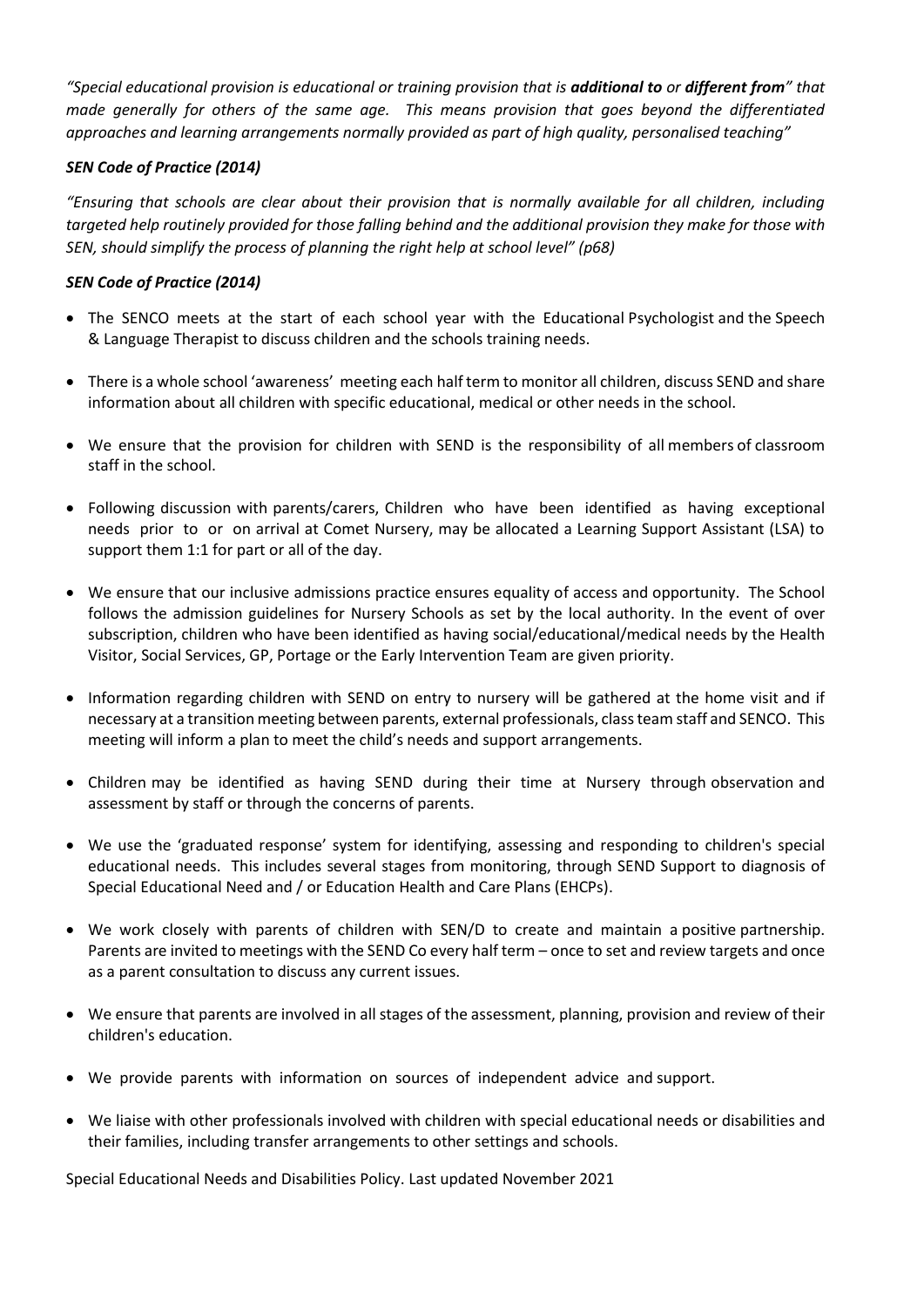*"Special educational provision is educational or training provision that is **additional to** or **different from**" that made generally for others of the same age. This means provision that goes beyond the differentiated approaches and learning arrangements normally provided as part of high quality, personalised teaching"*

***SEN Code of Practice (2014)***

*"Ensuring that schools are clear about their provision that is normally available for all children, including targeted help routinely provided for those falling behind and the additional provision they make for those with SEN, should simplify the process of planning the right help at school level" (p68)*

***SEN Code of Practice (2014)***

- The SENCO meets at the start of each school year with the Educational Psychologist and the Speech & Language Therapist to discuss children and the schools training needs.
- There is a whole school 'awareness' meeting each half term to monitor all children, discuss SEND and share information about all children with specific educational, medical or other needs in the school.
- We ensure that the provision for children with SEND is the responsibility of all members of classroom staff in the school.
- Following discussion with parents/carers, Children who have been identified as having exceptional needs prior to or on arrival at Comet Nursery, may be allocated a Learning Support Assistant (LSA) to support them 1:1 for part or all of the day.
- We ensure that our inclusive admissions practice ensures equality of access and opportunity. The School follows the admission guidelines for Nursery Schools as set by the local authority. In the event of over subscription, children who have been identified as having social/educational/medical needs by the Health Visitor, Social Services, GP, Portage or the Early Intervention Team are given priority.
- Information regarding children with SEND on entry to nursery will be gathered at the home visit and if necessary at a transition meeting between parents, external professionals, class team staff and SENCO. This meeting will inform a plan to meet the child's needs and support arrangements.
- Children may be identified as having SEND during their time at Nursery through observation and assessment by staff or through the concerns of parents.
- We use the 'graduated response' system for identifying, assessing and responding to children's special educational needs. This includes several stages from monitoring, through SEND Support to diagnosis of Special Educational Need and / or Education Health and Care Plans (EHCPs).
- We work closely with parents of children with SEN/D to create and maintain a positive partnership. Parents are invited to meetings with the SEND Co every half term – once to set and review targets and once as a parent consultation to discuss any current issues.
- We ensure that parents are involved in all stages of the assessment, planning, provision and review of their children's education.
- We provide parents with information on sources of independent advice and support.
- We liaise with other professionals involved with children with special educational needs or disabilities and their families, including transfer arrangements to other settings and schools.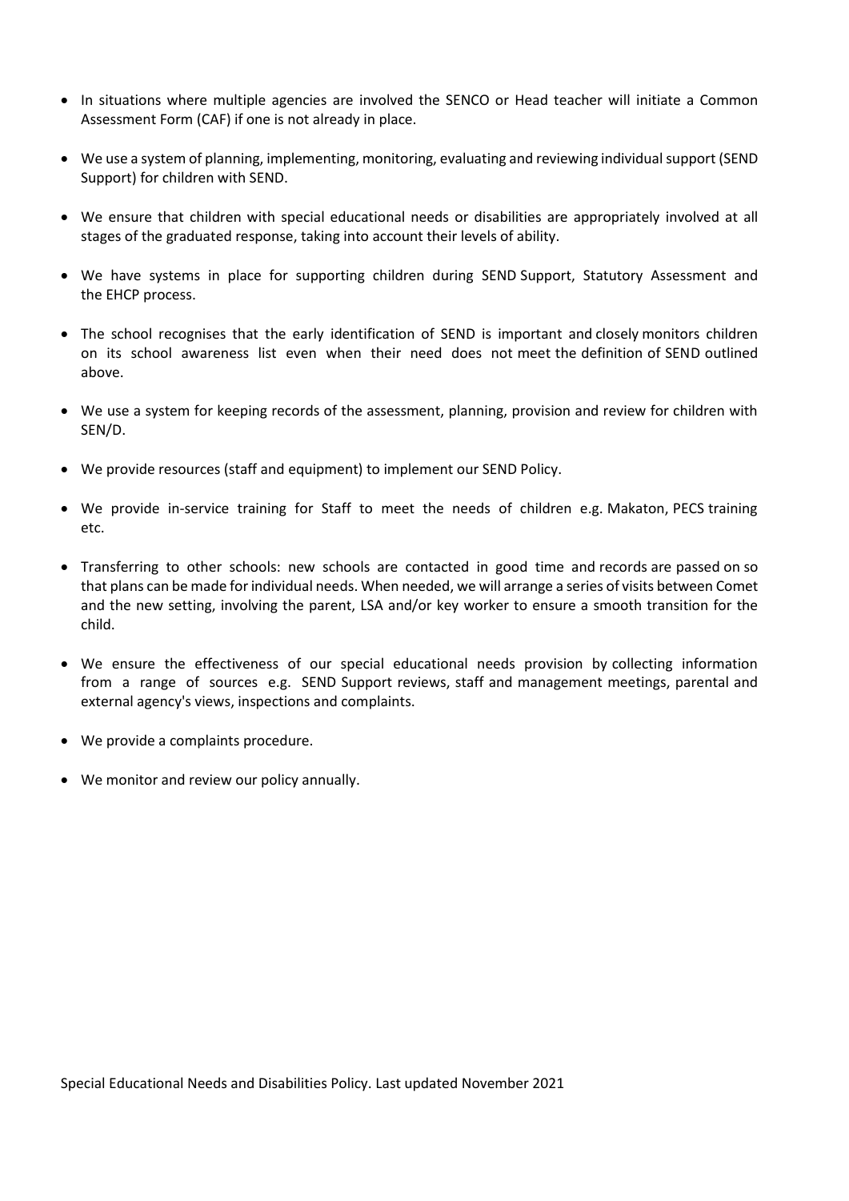- In situations where multiple agencies are involved the SENCO or Head teacher will initiate a Common Assessment Form (CAF) if one is not already in place.
- We use a system of planning, implementing, monitoring, evaluating and reviewing individual support (SEND Support) for children with SEND.
- We ensure that children with special educational needs or disabilities are appropriately involved at all stages of the graduated response, taking into account their levels of ability.
- We have systems in place for supporting children during SEND Support, Statutory Assessment and the EHCP process.
- The school recognises that the early identification of SEND is important and closely monitors children on its school awareness list even when their need does not meet the definition of SEND outlined above.
- We use a system for keeping records of the assessment, planning, provision and review for children with SEN/D.
- We provide resources (staff and equipment) to implement our SEND Policy.
- We provide in-service training for Staff to meet the needs of children e.g. Makaton, PECS training etc.
- Transferring to other schools: new schools are contacted in good time and records are passed on so that plans can be made for individual needs. When needed, we will arrange a series of visits between Comet and the new setting, involving the parent, LSA and/or key worker to ensure a smooth transition for the child.
- We ensure the effectiveness of our special educational needs provision by collecting information from a range of sources e.g. SEND Support reviews, staff and management meetings, parental and external agency's views, inspections and complaints.
- We provide a complaints procedure.
- We monitor and review our policy annually.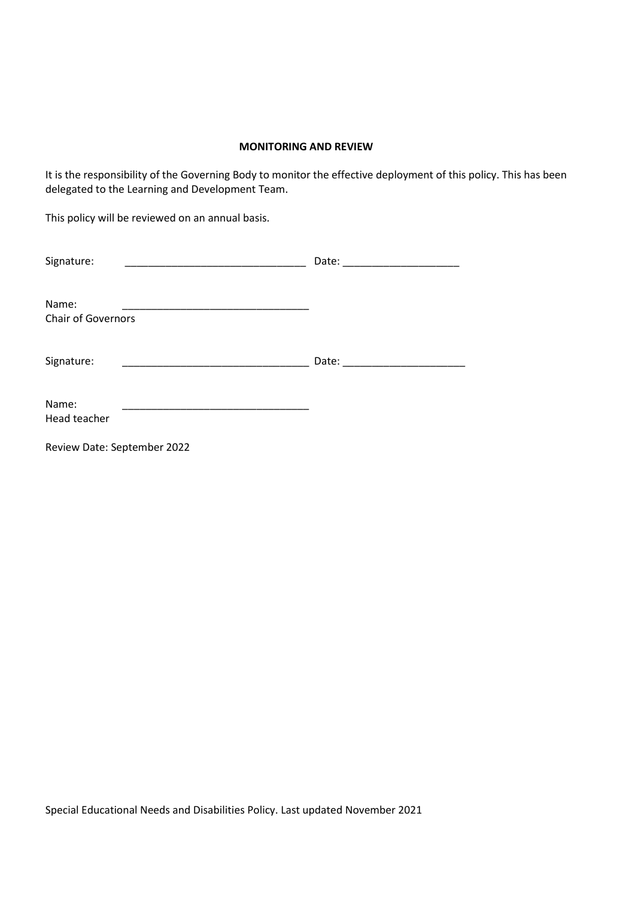**MONITORING AND REVIEW**

It is the responsibility of the Governing Body to monitor the effective deployment of this policy. This has been delegated to the Learning and Development Team.

This policy will be reviewed on an annual basis.

Signature: _______________________________ Date: ____________________

Name: _________________________________
Chair of Governors

Signature: _________________________________ Date: _____________________

Name: _________________________________
Head teacher

Review Date: September 2022

Special Educational Needs and Disabilities Policy. Last updated November 2021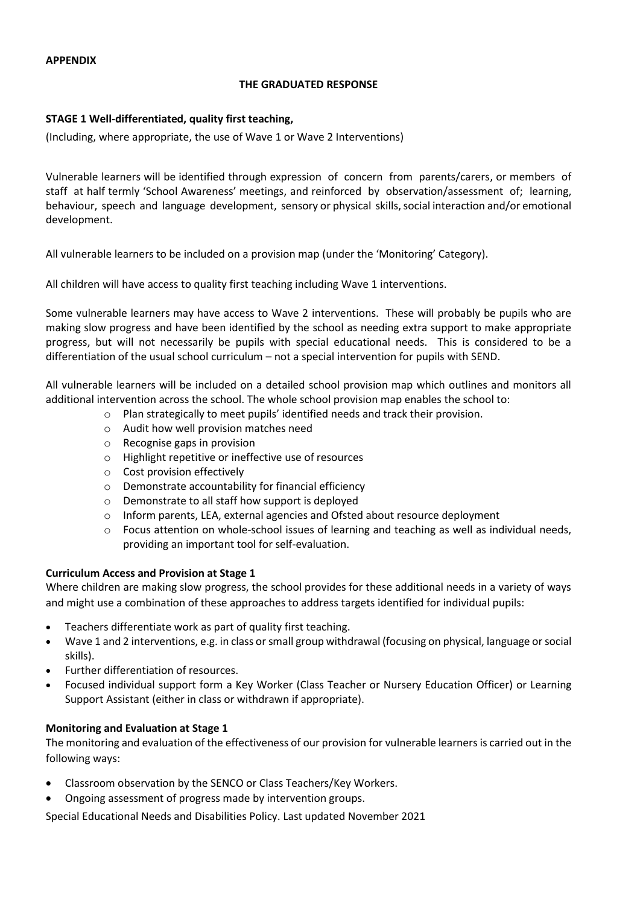**APPENDIX**

**THE GRADUATED RESPONSE**

**STAGE 1 Well-differentiated, quality first teaching,**

(Including, where appropriate, the use of Wave 1 or Wave 2 Interventions)

Vulnerable learners will be identified through expression of concern from parents/carers, or members of staff at half termly 'School Awareness' meetings, and reinforced by observation/assessment of; learning, behaviour, speech and language development, sensory or physical skills, social interaction and/or emotional development.

All vulnerable learners to be included on a provision map (under the 'Monitoring' Category).

All children will have access to quality first teaching including Wave 1 interventions.

Some vulnerable learners may have access to Wave 2 interventions. These will probably be pupils who are making slow progress and have been identified by the school as needing extra support to make appropriate progress, but will not necessarily be pupils with special educational needs. This is considered to be a differentiation of the usual school curriculum – not a special intervention for pupils with SEND.

All vulnerable learners will be included on a detailed school provision map which outlines and monitors all additional intervention across the school. The whole school provision map enables the school to:

- Plan strategically to meet pupils' identified needs and track their provision.
- Audit how well provision matches need
- Recognise gaps in provision
- Highlight repetitive or ineffective use of resources
- Cost provision effectively
- Demonstrate accountability for financial efficiency
- Demonstrate to all staff how support is deployed
- Inform parents, LEA, external agencies and Ofsted about resource deployment
- Focus attention on whole-school issues of learning and teaching as well as individual needs, providing an important tool for self-evaluation.

**Curriculum Access and Provision at Stage 1**

Where children are making slow progress, the school provides for these additional needs in a variety of ways and might use a combination of these approaches to address targets identified for individual pupils:

- Teachers differentiate work as part of quality first teaching.
- Wave 1 and 2 interventions, e.g. in class or small group withdrawal (focusing on physical, language or social skills).
- Further differentiation of resources.
- Focused individual support form a Key Worker (Class Teacher or Nursery Education Officer) or Learning Support Assistant (either in class or withdrawn if appropriate).

**Monitoring and Evaluation at Stage 1**

The monitoring and evaluation of the effectiveness of our provision for vulnerable learners is carried out in the following ways:

- Classroom observation by the SENCO or Class Teachers/Key Workers.
- Ongoing assessment of progress made by intervention groups.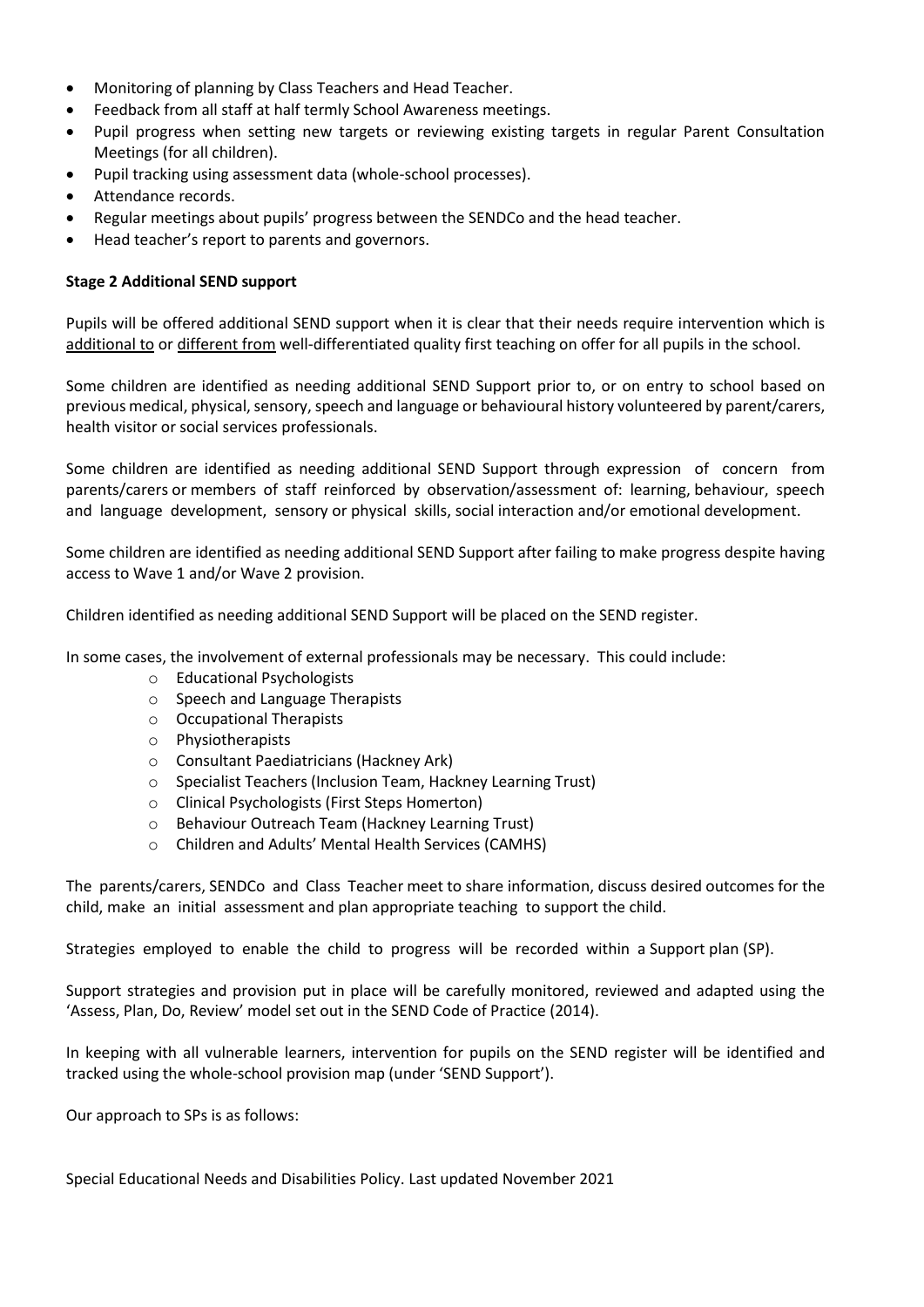- Monitoring of planning by Class Teachers and Head Teacher.
- Feedback from all staff at half termly School Awareness meetings.
- Pupil progress when setting new targets or reviewing existing targets in regular Parent Consultation Meetings (for all children).
- Pupil tracking using assessment data (whole-school processes).
- Attendance records.
- Regular meetings about pupils' progress between the SENDCo and the head teacher.
- Head teacher's report to parents and governors.

**Stage 2 Additional SEND support**

Pupils will be offered additional SEND support when it is clear that their needs require intervention which is additional to or different from well-differentiated quality first teaching on offer for all pupils in the school.

Some children are identified as needing additional SEND Support prior to, or on entry to school based on previous medical, physical, sensory, speech and language or behavioural history volunteered by parent/carers, health visitor or social services professionals.

Some children are identified as needing additional SEND Support through expression of concern from parents/carers or members of staff reinforced by observation/assessment of: learning, behaviour, speech and language development, sensory or physical skills, social interaction and/or emotional development.

Some children are identified as needing additional SEND Support after failing to make progress despite having access to Wave 1 and/or Wave 2 provision.

Children identified as needing additional SEND Support will be placed on the SEND register.

In some cases, the involvement of external professionals may be necessary. This could include:

- Educational Psychologists
- Speech and Language Therapists
- Occupational Therapists
- Physiotherapists
- Consultant Paediatricians (Hackney Ark)
- Specialist Teachers (Inclusion Team, Hackney Learning Trust)
- Clinical Psychologists (First Steps Homerton)
- Behaviour Outreach Team (Hackney Learning Trust)
- Children and Adults' Mental Health Services (CAMHS)

The parents/carers, SENDCo and Class Teacher meet to share information, discuss desired outcomes for the child, make an initial assessment and plan appropriate teaching to support the child.

Strategies employed to enable the child to progress will be recorded within a Support plan (SP).

Support strategies and provision put in place will be carefully monitored, reviewed and adapted using the 'Assess, Plan, Do, Review' model set out in the SEND Code of Practice (2014).

In keeping with all vulnerable learners, intervention for pupils on the SEND register will be identified and tracked using the whole-school provision map (under 'SEND Support').

Our approach to SPs is as follows: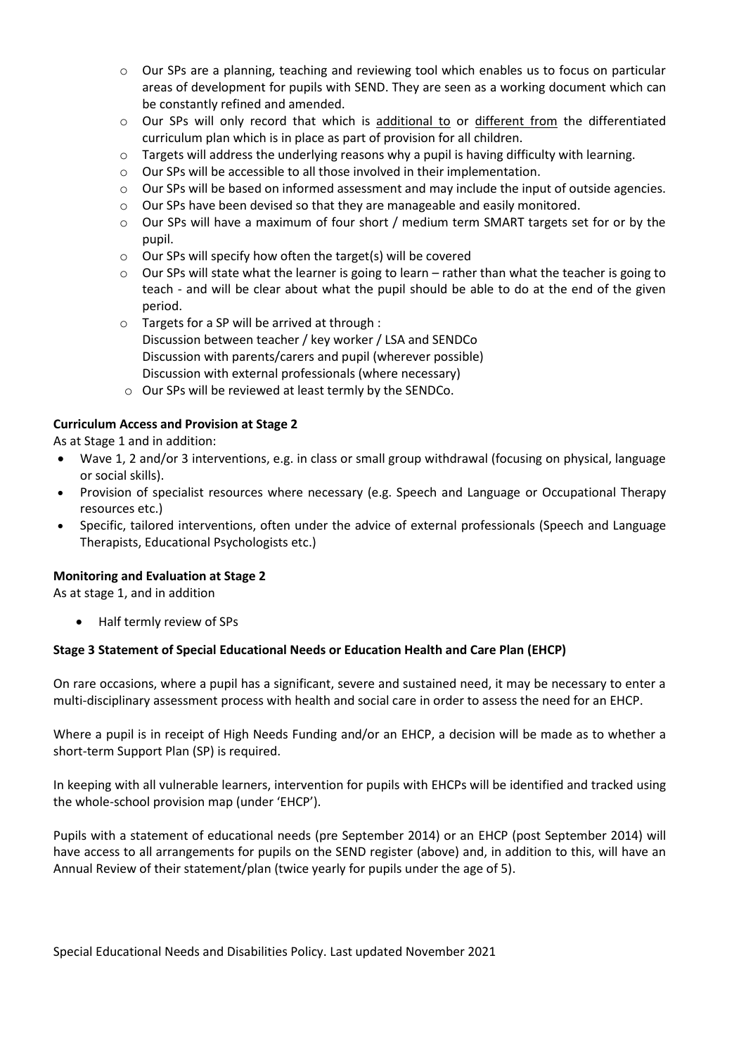- Our SPs are a planning, teaching and reviewing tool which enables us to focus on particular areas of development for pupils with SEND. They are seen as a working document which can be constantly refined and amended.
- Our SPs will only record that which is additional to or different from the differentiated curriculum plan which is in place as part of provision for all children.
- Targets will address the underlying reasons why a pupil is having difficulty with learning.
- Our SPs will be accessible to all those involved in their implementation.
- Our SPs will be based on informed assessment and may include the input of outside agencies.
- Our SPs have been devised so that they are manageable and easily monitored.
- Our SPs will have a maximum of four short / medium term SMART targets set for or by the pupil.
- Our SPs will specify how often the target(s) will be covered
- Our SPs will state what the learner is going to learn – rather than what the teacher is going to teach - and will be clear about what the pupil should be able to do at the end of the given period.
- Targets for a SP will be arrived at through :
  Discussion between teacher / key worker / LSA and SENDCo
  Discussion with parents/carers and pupil (wherever possible)
  Discussion with external professionals (where necessary)
- Our SPs will be reviewed at least termly by the SENDCo.

**Curriculum Access and Provision at Stage 2**

As at Stage 1 and in addition:

- Wave 1, 2 and/or 3 interventions, e.g. in class or small group withdrawal (focusing on physical, language or social skills).
- Provision of specialist resources where necessary (e.g. Speech and Language or Occupational Therapy resources etc.)
- Specific, tailored interventions, often under the advice of external professionals (Speech and Language Therapists, Educational Psychologists etc.)

**Monitoring and Evaluation at Stage 2**

As at stage 1, and in addition

- Half termly review of SPs

**Stage 3 Statement of Special Educational Needs or Education Health and Care Plan (EHCP)**

On rare occasions, where a pupil has a significant, severe and sustained need, it may be necessary to enter a multi-disciplinary assessment process with health and social care in order to assess the need for an EHCP.

Where a pupil is in receipt of High Needs Funding and/or an EHCP, a decision will be made as to whether a short-term Support Plan (SP) is required.

In keeping with all vulnerable learners, intervention for pupils with EHCPs will be identified and tracked using the whole-school provision map (under 'EHCP').

Pupils with a statement of educational needs (pre September 2014) or an EHCP (post September 2014) will have access to all arrangements for pupils on the SEND register (above) and, in addition to this, will have an Annual Review of their statement/plan (twice yearly for pupils under the age of 5).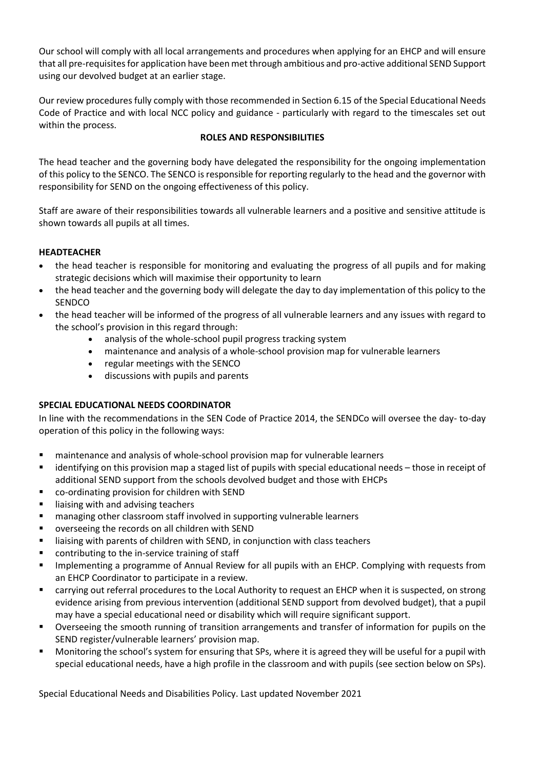Our school will comply with all local arrangements and procedures when applying for an EHCP and will ensure that all pre-requisites for application have been met through ambitious and pro-active additional SEND Support using our devolved budget at an earlier stage.

Our review procedures fully comply with those recommended in Section 6.15 of the Special Educational Needs Code of Practice and with local NCC policy and guidance - particularly with regard to the timescales set out within the process.

## ROLES AND RESPONSIBILITIES

The head teacher and the governing body have delegated the responsibility for the ongoing implementation of this policy to the SENCO. The SENCO is responsible for reporting regularly to the head and the governor with responsibility for SEND on the ongoing effectiveness of this policy.

Staff are aware of their responsibilities towards all vulnerable learners and a positive and sensitive attitude is shown towards all pupils at all times.

### HEADTEACHER

- the head teacher is responsible for monitoring and evaluating the progress of all pupils and for making strategic decisions which will maximise their opportunity to learn
- the head teacher and the governing body will delegate the day to day implementation of this policy to the SENDCO
- the head teacher will be informed of the progress of all vulnerable learners and any issues with regard to the school's provision in this regard through:
  - analysis of the whole-school pupil progress tracking system
  - maintenance and analysis of a whole-school provision map for vulnerable learners
  - regular meetings with the SENCO
  - discussions with pupils and parents

### SPECIAL EDUCATIONAL NEEDS COORDINATOR

In line with the recommendations in the SEN Code of Practice 2014, the SENDCo will oversee the day- to-day operation of this policy in the following ways:

- maintenance and analysis of whole-school provision map for vulnerable learners
- identifying on this provision map a staged list of pupils with special educational needs – those in receipt of additional SEND support from the schools devolved budget and those with EHCPs
- co-ordinating provision for children with SEND
- liaising with and advising teachers
- managing other classroom staff involved in supporting vulnerable learners
- overseeing the records on all children with SEND
- liaising with parents of children with SEND, in conjunction with class teachers
- contributing to the in-service training of staff
- Implementing a programme of Annual Review for all pupils with an EHCP. Complying with requests from an EHCP Coordinator to participate in a review.
- carrying out referral procedures to the Local Authority to request an EHCP when it is suspected, on strong evidence arising from previous intervention (additional SEND support from devolved budget), that a pupil may have a special educational need or disability which will require significant support.
- Overseeing the smooth running of transition arrangements and transfer of information for pupils on the SEND register/vulnerable learners' provision map.
- Monitoring the school's system for ensuring that SPs, where it is agreed they will be useful for a pupil with special educational needs, have a high profile in the classroom and with pupils (see section below on SPs).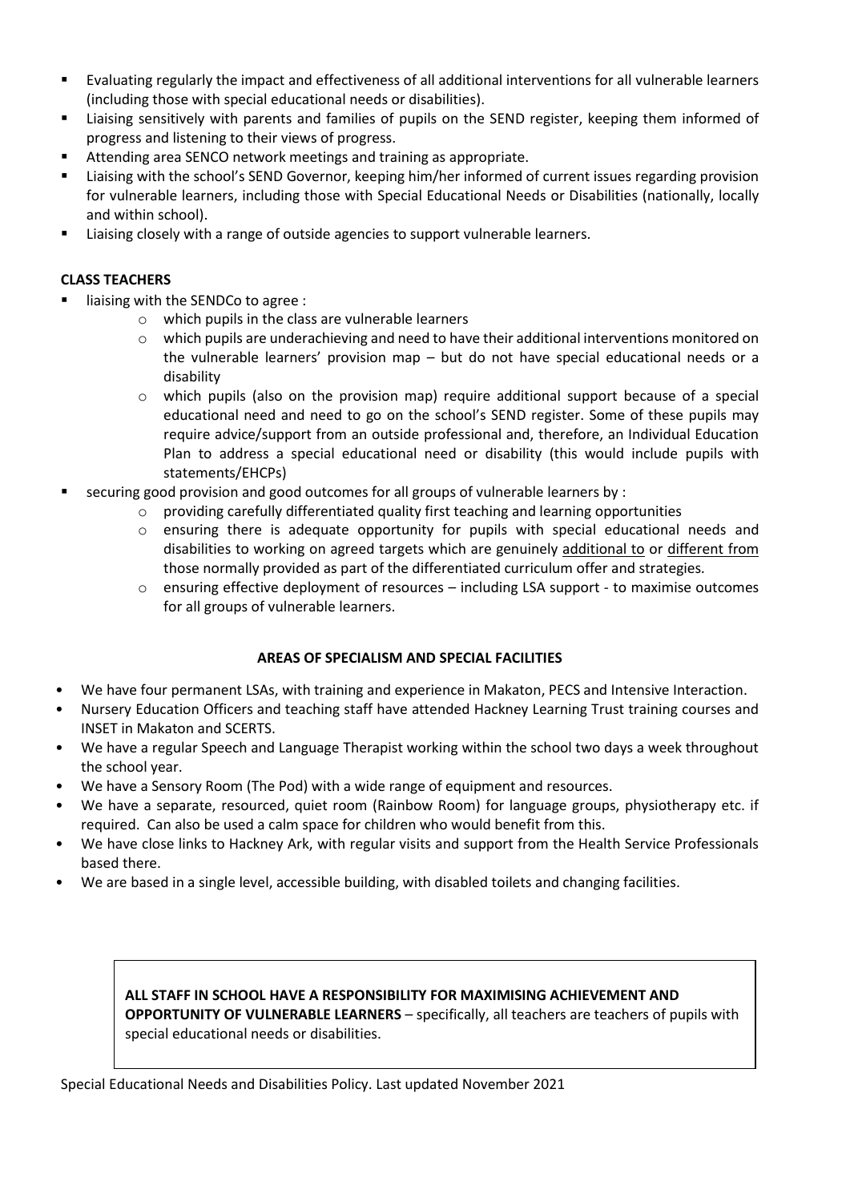- Evaluating regularly the impact and effectiveness of all additional interventions for all vulnerable learners (including those with special educational needs or disabilities).
- Liaising sensitively with parents and families of pupils on the SEND register, keeping them informed of progress and listening to their views of progress.
- Attending area SENCO network meetings and training as appropriate.
- Liaising with the school's SEND Governor, keeping him/her informed of current issues regarding provision for vulnerable learners, including those with Special Educational Needs or Disabilities (nationally, locally and within school).
- Liaising closely with a range of outside agencies to support vulnerable learners.

**CLASS TEACHERS**

- liaising with the SENDCo to agree :
  - which pupils in the class are vulnerable learners
  - which pupils are underachieving and need to have their additional interventions monitored on the vulnerable learners' provision map – but do not have special educational needs or a disability
  - which pupils (also on the provision map) require additional support because of a special educational need and need to go on the school's SEND register. Some of these pupils may require advice/support from an outside professional and, therefore, an Individual Education Plan to address a special educational need or disability (this would include pupils with statements/EHCPs)
- securing good provision and good outcomes for all groups of vulnerable learners by :
  - providing carefully differentiated quality first teaching and learning opportunities
  - ensuring there is adequate opportunity for pupils with special educational needs and disabilities to working on agreed targets which are genuinely <u>additional to</u> or <u>different from</u> those normally provided as part of the differentiated curriculum offer and strategies*.*
  - ensuring effective deployment of resources – including LSA support - to maximise outcomes for all groups of vulnerable learners.

**AREAS OF SPECIALISM AND SPECIAL FACILITIES**

- We have four permanent LSAs, with training and experience in Makaton, PECS and Intensive Interaction.
- Nursery Education Officers and teaching staff have attended Hackney Learning Trust training courses and INSET in Makaton and SCERTS.
- We have a regular Speech and Language Therapist working within the school two days a week throughout the school year.
- We have a Sensory Room (The Pod) with a wide range of equipment and resources.
- We have a separate, resourced, quiet room (Rainbow Room) for language groups, physiotherapy etc. if required. Can also be used a calm space for children who would benefit from this.
- We have close links to Hackney Ark, with regular visits and support from the Health Service Professionals based there.
- We are based in a single level, accessible building, with disabled toilets and changing facilities.

**ALL STAFF IN SCHOOL HAVE A RESPONSIBILITY FOR MAXIMISING ACHIEVEMENT AND OPPORTUNITY OF VULNERABLE LEARNERS** – specifically, all teachers are teachers of pupils with special educational needs or disabilities.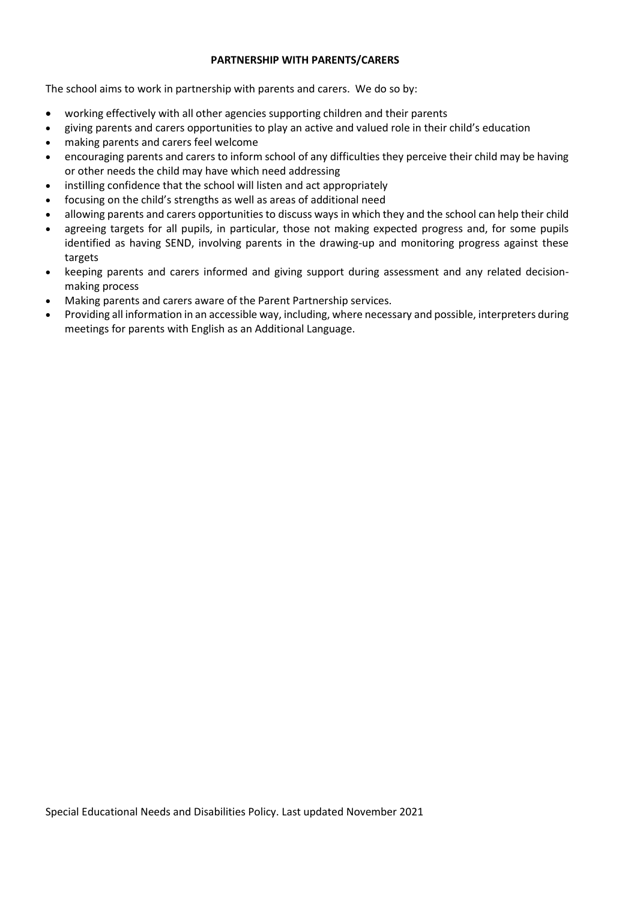**PARTNERSHIP WITH PARENTS/CARERS**

The school aims to work in partnership with parents and carers. We do so by:

- working effectively with all other agencies supporting children and their parents
- giving parents and carers opportunities to play an active and valued role in their child's education
- making parents and carers feel welcome
- encouraging parents and carers to inform school of any difficulties they perceive their child may be having or other needs the child may have which need addressing
- instilling confidence that the school will listen and act appropriately
- focusing on the child's strengths as well as areas of additional need
- allowing parents and carers opportunities to discuss ways in which they and the school can help their child
- agreeing targets for all pupils, in particular, those not making expected progress and, for some pupils identified as having SEND, involving parents in the drawing-up and monitoring progress against these targets
- keeping parents and carers informed and giving support during assessment and any related decision-making process
- Making parents and carers aware of the Parent Partnership services.
- Providing all information in an accessible way, including, where necessary and possible, interpreters during meetings for parents with English as an Additional Language.